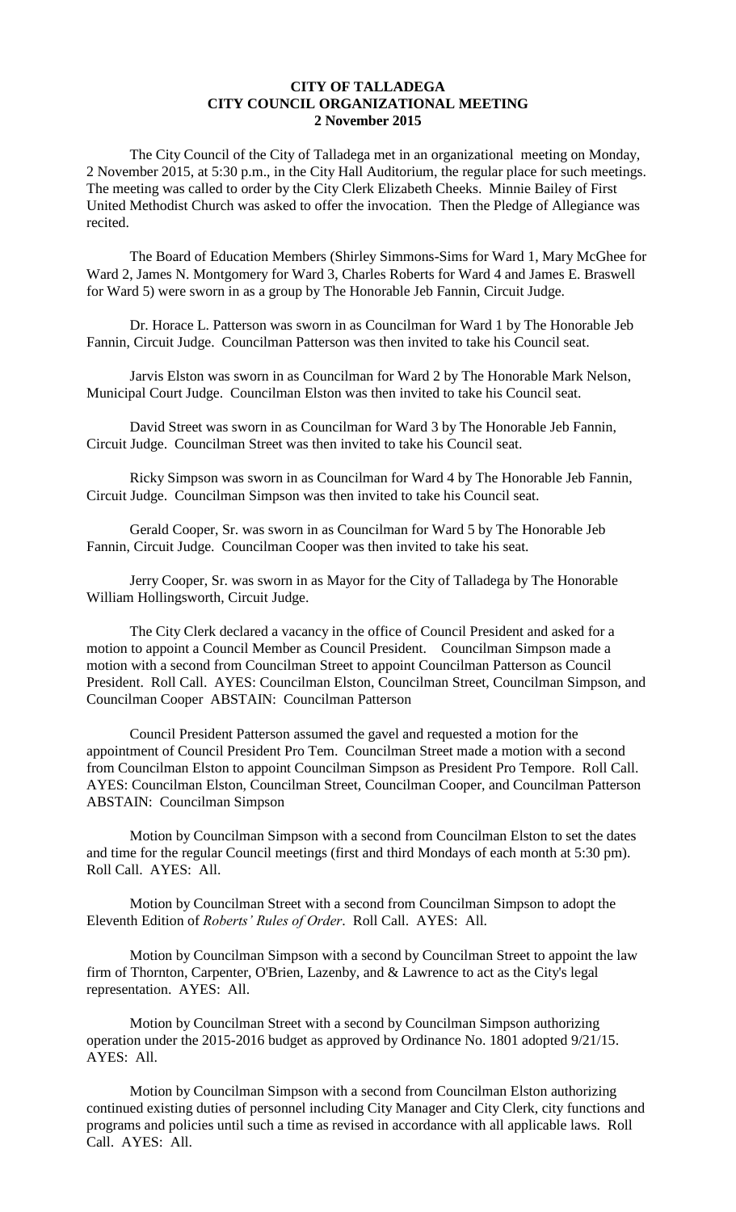# CITY OF TALLADEGA
## CITY COUNCIL ORGANIZATIONAL MEETING
### 2 November 2015

The City Council of the City of Talladega met in an organizational meeting on Monday, 2 November 2015, at 5:30 p.m., in the City Hall Auditorium, the regular place for such meetings. The meeting was called to order by the City Clerk Elizabeth Cheeks. Minnie Bailey of First United Methodist Church was asked to offer the invocation. Then the Pledge of Allegiance was recited.

The Board of Education Members (Shirley Simmons-Sims for Ward 1, Mary McGhee for Ward 2, James N. Montgomery for Ward 3, Charles Roberts for Ward 4 and James E. Braswell for Ward 5) were sworn in as a group by The Honorable Jeb Fannin, Circuit Judge.

Dr. Horace L. Patterson was sworn in as Councilman for Ward 1 by The Honorable Jeb Fannin, Circuit Judge. Councilman Patterson was then invited to take his Council seat.

Jarvis Elston was sworn in as Councilman for Ward 2 by The Honorable Mark Nelson, Municipal Court Judge. Councilman Elston was then invited to take his Council seat.

David Street was sworn in as Councilman for Ward 3 by The Honorable Jeb Fannin, Circuit Judge. Councilman Street was then invited to take his Council seat.

Ricky Simpson was sworn in as Councilman for Ward 4 by The Honorable Jeb Fannin, Circuit Judge. Councilman Simpson was then invited to take his Council seat.

Gerald Cooper, Sr. was sworn in as Councilman for Ward 5 by The Honorable Jeb Fannin, Circuit Judge. Councilman Cooper was then invited to take his seat.

Jerry Cooper, Sr. was sworn in as Mayor for the City of Talladega by The Honorable William Hollingsworth, Circuit Judge.

The City Clerk declared a vacancy in the office of Council President and asked for a motion to appoint a Council Member as Council President. Councilman Simpson made a motion with a second from Councilman Street to appoint Councilman Patterson as Council President. Roll Call. AYES: Councilman Elston, Councilman Street, Councilman Simpson, and Councilman Cooper ABSTAIN: Councilman Patterson

Council President Patterson assumed the gavel and requested a motion for the appointment of Council President Pro Tem. Councilman Street made a motion with a second from Councilman Elston to appoint Councilman Simpson as President Pro Tempore. Roll Call. AYES: Councilman Elston, Councilman Street, Councilman Cooper, and Councilman Patterson ABSTAIN: Councilman Simpson

Motion by Councilman Simpson with a second from Councilman Elston to set the dates and time for the regular Council meetings (first and third Mondays of each month at 5:30 pm). Roll Call. AYES: All.

Motion by Councilman Street with a second from Councilman Simpson to adopt the Eleventh Edition of *Roberts' Rules of Order*. Roll Call. AYES: All.

Motion by Councilman Simpson with a second by Councilman Street to appoint the law firm of Thornton, Carpenter, O'Brien, Lazenby, and & Lawrence to act as the City's legal representation. AYES: All.

Motion by Councilman Street with a second by Councilman Simpson authorizing operation under the 2015-2016 budget as approved by Ordinance No. 1801 adopted 9/21/15. AYES: All.

Motion by Councilman Simpson with a second from Councilman Elston authorizing continued existing duties of personnel including City Manager and City Clerk, city functions and programs and policies until such a time as revised in accordance with all applicable laws. Roll Call. AYES: All.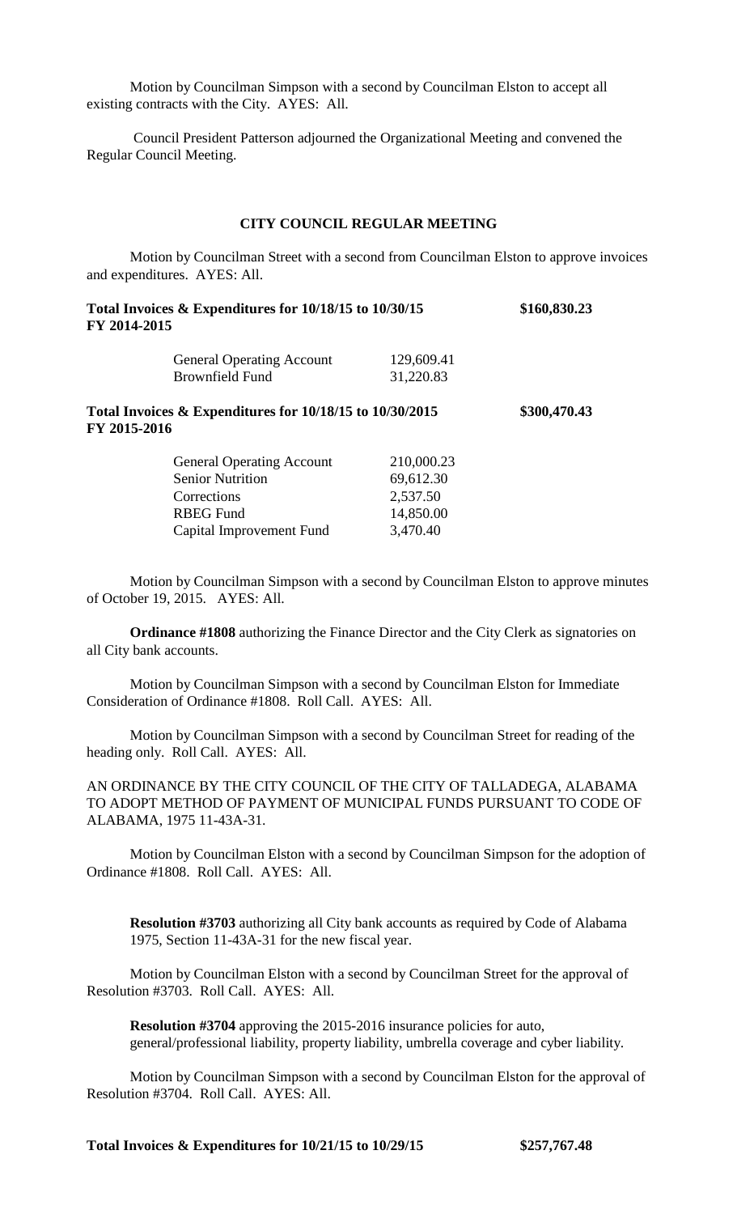Motion by Councilman Simpson with a second by Councilman Elston to accept all existing contracts with the City. AYES: All.

Council President Patterson adjourned the Organizational Meeting and convened the Regular Council Meeting.

## CITY COUNCIL REGULAR MEETING

Motion by Councilman Street with a second from Councilman Elston to approve invoices and expenditures. AYES: All.

**Total Invoices & Expenditures for 10/18/15 to 10/30/15 FY 2014-2015** **$160,830.23**

| | |
|---|---|
| General Operating Account | 129,609.41 |
| Brownfield Fund | 31,220.83 |

**Total Invoices & Expenditures for 10/18/15 to 10/30/2015 FY 2015-2016** **$300,470.43**

| | |
|---|---|
| General Operating Account | 210,000.23 |
| Senior Nutrition | 69,612.30 |
| Corrections | 2,537.50 |
| RBEG Fund | 14,850.00 |
| Capital Improvement Fund | 3,470.40 |

Motion by Councilman Simpson with a second by Councilman Elston to approve minutes of October 19, 2015. AYES: All.

**Ordinance #1808** authorizing the Finance Director and the City Clerk as signatories on all City bank accounts.

Motion by Councilman Simpson with a second by Councilman Elston for Immediate Consideration of Ordinance #1808. Roll Call. AYES: All.

Motion by Councilman Simpson with a second by Councilman Street for reading of the heading only. Roll Call. AYES: All.

AN ORDINANCE BY THE CITY COUNCIL OF THE CITY OF TALLADEGA, ALABAMA TO ADOPT METHOD OF PAYMENT OF MUNICIPAL FUNDS PURSUANT TO CODE OF ALABAMA, 1975 11-43A-31.

Motion by Councilman Elston with a second by Councilman Simpson for the adoption of Ordinance #1808. Roll Call. AYES: All.

**Resolution #3703** authorizing all City bank accounts as required by Code of Alabama 1975, Section 11-43A-31 for the new fiscal year.

Motion by Councilman Elston with a second by Councilman Street for the approval of Resolution #3703. Roll Call. AYES: All.

**Resolution #3704** approving the 2015-2016 insurance policies for auto, general/professional liability, property liability, umbrella coverage and cyber liability.

Motion by Councilman Simpson with a second by Councilman Elston for the approval of Resolution #3704. Roll Call. AYES: All.

**Total Invoices & Expenditures for 10/21/15 to 10/29/15** **$257,767.48**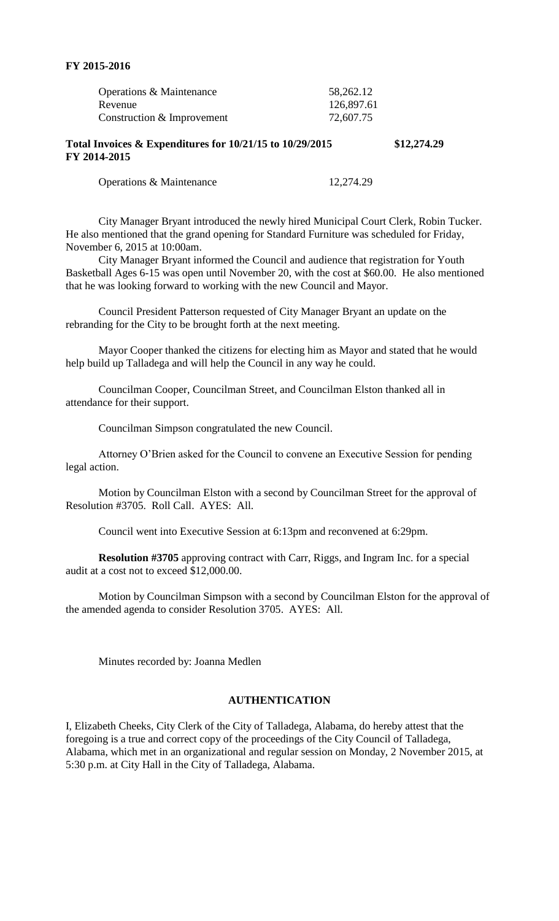**FY 2015-2016**

| | |
|---|---|
| Operations & Maintenance | 58,262.12 |
| Revenue | 126,897.61 |
| Construction & Improvement | 72,607.75 |

**Total Invoices & Expenditures for 10/21/15 to 10/29/2015 $12,274.29**

**FY 2014-2015**

| | |
|---|---|
| Operations & Maintenance | 12,274.29 |

City Manager Bryant introduced the newly hired Municipal Court Clerk, Robin Tucker. He also mentioned that the grand opening for Standard Furniture was scheduled for Friday, November 6, 2015 at 10:00am.

City Manager Bryant informed the Council and audience that registration for Youth Basketball Ages 6-15 was open until November 20, with the cost at $60.00. He also mentioned that he was looking forward to working with the new Council and Mayor.

Council President Patterson requested of City Manager Bryant an update on the rebranding for the City to be brought forth at the next meeting.

Mayor Cooper thanked the citizens for electing him as Mayor and stated that he would help build up Talladega and will help the Council in any way he could.

Councilman Cooper, Councilman Street, and Councilman Elston thanked all in attendance for their support.

Councilman Simpson congratulated the new Council.

Attorney O'Brien asked for the Council to convene an Executive Session for pending legal action.

Motion by Councilman Elston with a second by Councilman Street for the approval of Resolution #3705. Roll Call. AYES: All.

Council went into Executive Session at 6:13pm and reconvened at 6:29pm.

**Resolution #3705** approving contract with Carr, Riggs, and Ingram Inc. for a special audit at a cost not to exceed $12,000.00.

Motion by Councilman Simpson with a second by Councilman Elston for the approval of the amended agenda to consider Resolution 3705. AYES: All.

Minutes recorded by: Joanna Medlen

## AUTHENTICATION

I, Elizabeth Cheeks, City Clerk of the City of Talladega, Alabama, do hereby attest that the foregoing is a true and correct copy of the proceedings of the City Council of Talladega, Alabama, which met in an organizational and regular session on Monday, 2 November 2015, at 5:30 p.m. at City Hall in the City of Talladega, Alabama.